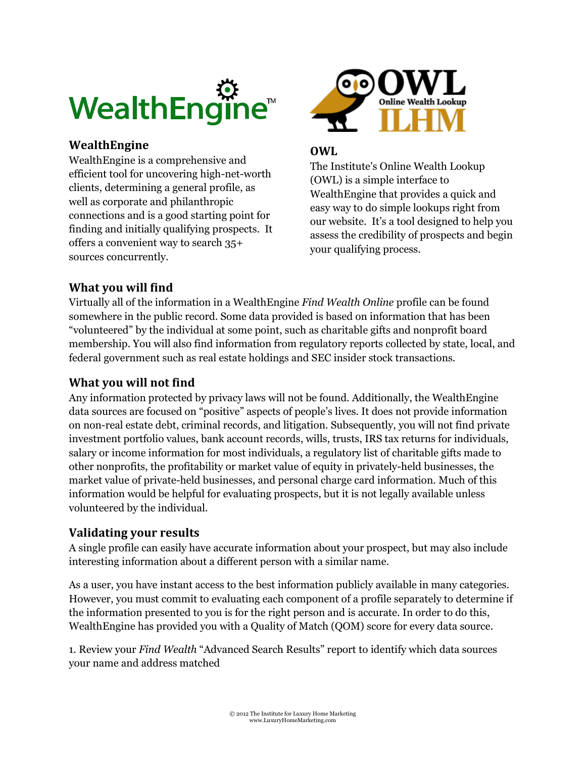## WealthEngine

WealthEngine is a comprehensive and efficient tool for uncovering high-net-worth clients, determining a general profile, as well as corporate and philanthropic connections and is a good starting point for finding and initially qualifying prospects. It offers a convenient way to search 35+ sources concurrently.

## OWL

The Institute's Online Wealth Lookup (OWL) is a simple interface to WealthEngine that provides a quick and easy way to do simple lookups right from our website. It's a tool designed to help you assess the credibility of prospects and begin your qualifying process.

## What you will find

Virtually all of the information in a WealthEngine *Find Wealth Online* profile can be found somewhere in the public record. Some data provided is based on information that has been "volunteered" by the individual at some point, such as charitable gifts and nonprofit board membership. You will also find information from regulatory reports collected by state, local, and federal government such as real estate holdings and SEC insider stock transactions.

## What you will not find

Any information protected by privacy laws will not be found. Additionally, the WealthEngine data sources are focused on "positive" aspects of people's lives. It does not provide information on non-real estate debt, criminal records, and litigation. Subsequently, you will not find private investment portfolio values, bank account records, wills, trusts, IRS tax returns for individuals, salary or income information for most individuals, a regulatory list of charitable gifts made to other nonprofits, the profitability or market value of equity in privately-held businesses, the market value of private-held businesses, and personal charge card information. Much of this information would be helpful for evaluating prospects, but it is not legally available unless volunteered by the individual.

## Validating your results

A single profile can easily have accurate information about your prospect, but may also include interesting information about a different person with a similar name.

As a user, you have instant access to the best information publicly available in many categories. However, you must commit to evaluating each component of a profile separately to determine if the information presented to you is for the right person and is accurate. In order to do this, WealthEngine has provided you with a Quality of Match (QOM) score for every data source.

1. Review your *Find Wealth* "Advanced Search Results" report to identify which data sources your name and address matched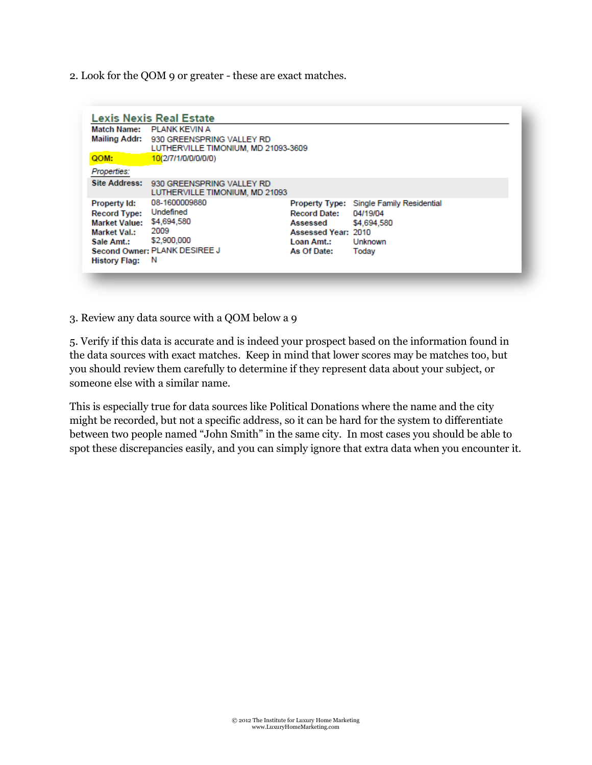2. Look for the QOM 9 or greater - these are exact matches.

**Lexis Nexis Real Estate**

**Match Name:** PLANK KEVIN A
**Mailing Addr:** 930 GREENSPRING VALLEY RD
LUTHERVILLE TIMONIUM, MD 21093-3609
**QOM:** 10(2/7/1/0/0/0/0/0)

*Properties:*

**Site Address:** 930 GREENSPRING VALLEY RD
LUTHERVILLE TIMONIUM, MD 21093

| | | | |
|---|---|---|---|
| **Property Id:** | 08-1600009880 | **Property Type:** | Single Family Residential |
| **Record Type:** | Undefined | **Record Date:** | 04/19/04 |
| **Market Value:** | $4,694,580 | **Assessed** | $4,694,580 |
| **Market Val.:** | 2009 | **Assessed Year:** | 2010 |
| **Sale Amt.:** | $2,900,000 | **Loan Amt.:** | Unknown |
| **Second Owner:** | PLANK DESIREE J | **As Of Date:** | Today |
| **History Flag:** | N | | |

3. Review any data source with a QOM below a 9

5. Verify if this data is accurate and is indeed your prospect based on the information found in the data sources with exact matches. Keep in mind that lower scores may be matches too, but you should review them carefully to determine if they represent data about your subject, or someone else with a similar name.

This is especially true for data sources like Political Donations where the name and the city might be recorded, but not a specific address, so it can be hard for the system to differentiate between two people named "John Smith" in the same city. In most cases you should be able to spot these discrepancies easily, and you can simply ignore that extra data when you encounter it.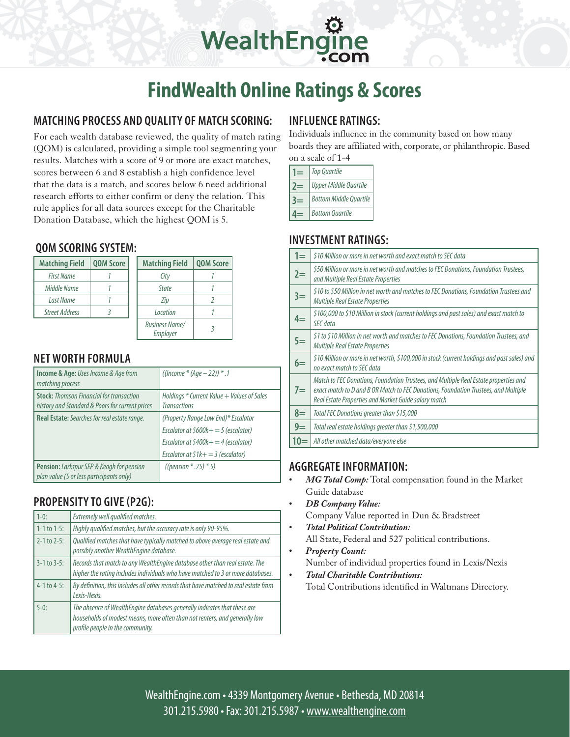# FindWealth Online Ratings & Scores

## MATCHING PROCESS AND QUALITY OF MATCH SCORING:

For each wealth database reviewed, the quality of match rating (QOM) is calculated, providing a simple tool segmenting your results. Matches with a score of 9 or more are exact matches, scores between 6 and 8 establish a high confidence level that the data is a match, and scores below 6 need additional research efforts to either confirm or deny the relation. This rule applies for all data sources except for the Charitable Donation Database, which the highest QOM is 5.

## QOM SCORING SYSTEM:

| Matching Field | QOM Score |
|---|---|
| First Name | 1 |
| Middle Name | 1 |
| Last Name | 1 |
| Street Address | 3 |

| Matching Field | QOM Score |
|---|---|
| City | 1 |
| State | 1 |
| Zip | 2 |
| Location | 1 |
| Business Name/ Employer | 3 |

## NET WORTH FORMULA

| | |
|---|---|
| **Income & Age:** *Uses Income & Age from matching process* | *((Income * (Age – 22)) * .1* |
| **Stock:** *Thomson Financial for transaction history and Standard & Poors for current prices* | *Holdings * Current Value + Values of Sales Transactions* |
| **Real Estate:** *Searches for real estate range.* | *(Property Range Low End)* Escalator*<br>*Escalator at $600k+ = 5 (escalator)*<br>*Escalator at $400k+ = 4 (escalator)*<br>*Escalator at $1k+ = 3 (escalator)* |
| **Pension:** *Larkspur SEP & Keogh for pension plan value (5 or less participants only)* | *((pension * .75) * 5)* |

## PROPENSITY TO GIVE (P2G):

| | |
|---|---|
| 1-0: | *Extremely well qualified matches.* |
| 1-1 to 1-5: | *Highly qualified matches, but the accuracy rate is only 90-95%.* |
| 2-1 to 2-5: | *Qualified matches that have typically matched to above average real estate and possibly another WealthEngine database.* |
| 3-1 to 3-5: | *Records that match to any WealthEngine database other than real estate. The higher the rating includes individuals who have matched to 3 or more databases.* |
| 4-1 to 4-5: | *By definition, this includes all other records that have matched to real estate from Lexis-Nexis.* |
| 5-0: | *The absence of WealthEngine databases generally indicates that these are households of modest means, more often than not renters, and generally low profile people in the community.* |

## INFLUENCE RATINGS:

Individuals influence in the community based on how many boards they are affiliated with, corporate, or philanthropic. Based on a scale of 1-4

| | |
|---|---|
| 1= | *Top Quartile* |
| 2= | *Upper Middle Quartile* |
| 3= | *Bottom Middle Quartile* |
| 4= | *Bottom Quartile* |

## INVESTMENT RATINGS:

| | |
|---|---|
| 1= | *$10 Million or more in net worth and exact match to SEC data* |
| 2= | *$50 Million or more in net worth and matches to FEC Donations, Foundation Trustees, and Multiple Real Estate Properties* |
| 3= | *$10 to $50 Million in net worth and matches to FEC Donations, Foundation Trustees and Multiple Real Estate Properties* |
| 4= | *$100,000 to $10 Million in stock (current holdings and past sales) and exact match to SEC data* |
| 5= | *$1 to $10 Million in net worth and matches to FEC Donations, Foundation Trustees, and Multiple Real Estate Properties* |
| 6= | *$10 Million or more in net worth, $100,000 in stock (current holdings and past sales) and no exact match to SEC data* |
| 7= | *Match to FEC Donations, Foundation Trustees, and Multiple Real Estate properties and exact match to D and B OR Match to FEC Donations, Foundation Trustees, and Multiple Real Estate Properties and Market Guide salary match* |
| 8= | *Total FEC Donations greater than $15,000* |
| 9= | *Total real estate holdings greater than $1,500,000* |
| 10= | *All other matched data/everyone else* |

## AGGREGATE INFORMATION:

- ***MG Total Comp:*** Total compensation found in the Market Guide database
- ***DB Company Value:***
  Company Value reported in Dun & Bradstreet
- ***Total Political Contribution:***
  All State, Federal and 527 political contributions.
- ***Property Count:***
  Number of individual properties found in Lexis/Nexis
- ***Total Charitable Contributions:***
  Total Contributions identified in Waltmans Directory.

WealthEngine.com • 4339 Montgomery Avenue • Bethesda, MD 20814
301.215.5980 • Fax: 301.215.5987 • www.wealthengine.com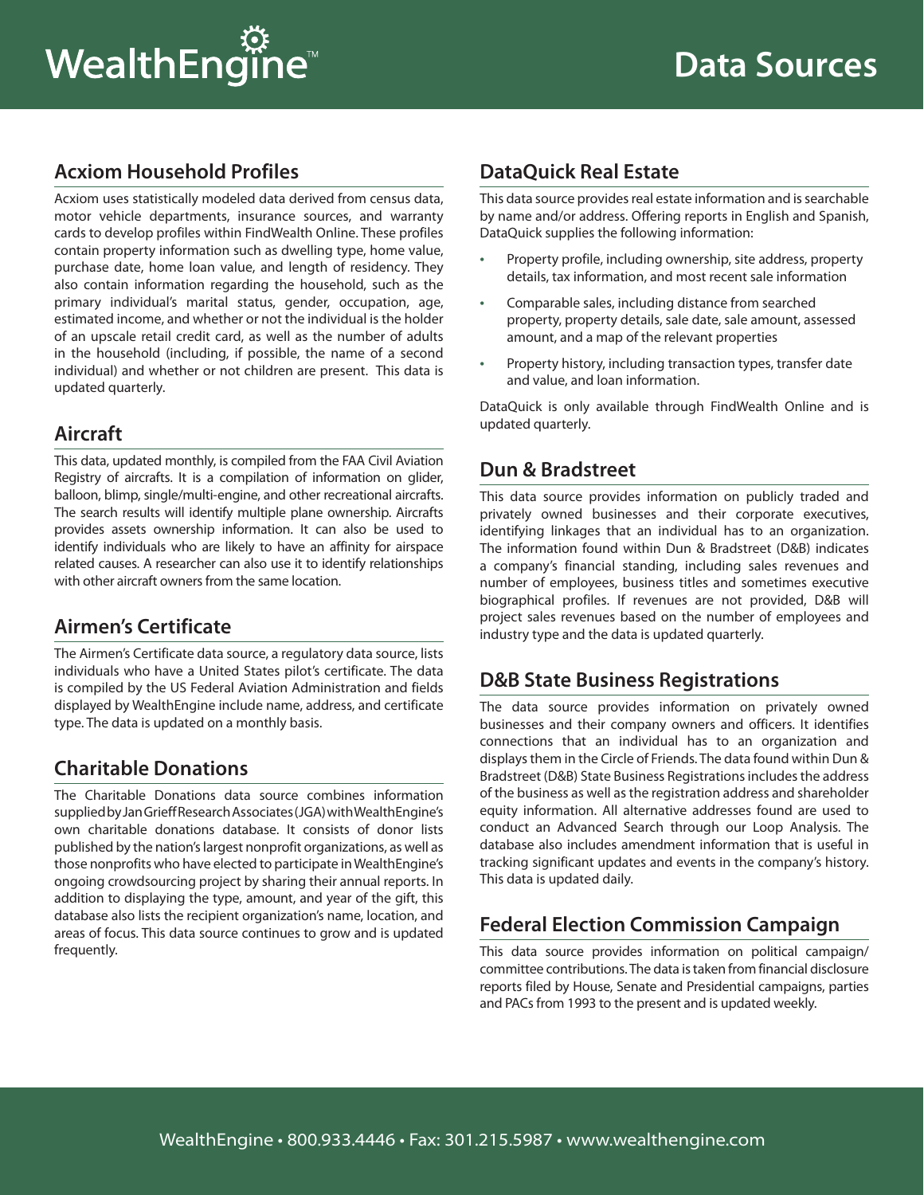# Data Sources

## Acxiom Household Profiles

Acxiom uses statistically modeled data derived from census data, motor vehicle departments, insurance sources, and warranty cards to develop profiles within FindWealth Online. These profiles contain property information such as dwelling type, home value, purchase date, home loan value, and length of residency. They also contain information regarding the household, such as the primary individual's marital status, gender, occupation, age, estimated income, and whether or not the individual is the holder of an upscale retail credit card, as well as the number of adults in the household (including, if possible, the name of a second individual) and whether or not children are present. This data is updated quarterly.

## Aircraft

This data, updated monthly, is compiled from the FAA Civil Aviation Registry of aircrafts. It is a compilation of information on glider, balloon, blimp, single/multi-engine, and other recreational aircrafts. The search results will identify multiple plane ownership. Aircrafts provides assets ownership information. It can also be used to identify individuals who are likely to have an affinity for airspace related causes. A researcher can also use it to identify relationships with other aircraft owners from the same location.

## Airmen's Certificate

The Airmen's Certificate data source, a regulatory data source, lists individuals who have a United States pilot's certificate. The data is compiled by the US Federal Aviation Administration and fields displayed by WealthEngine include name, address, and certificate type. The data is updated on a monthly basis.

## Charitable Donations

The Charitable Donations data source combines information supplied by Jan Grieff Research Associates (JGA) with WealthEngine's own charitable donations database. It consists of donor lists published by the nation's largest nonprofit organizations, as well as those nonprofits who have elected to participate in WealthEngine's ongoing crowdsourcing project by sharing their annual reports. In addition to displaying the type, amount, and year of the gift, this database also lists the recipient organization's name, location, and areas of focus. This data source continues to grow and is updated frequently.

## DataQuick Real Estate

This data source provides real estate information and is searchable by name and/or address. Offering reports in English and Spanish, DataQuick supplies the following information:

- Property profile, including ownership, site address, property details, tax information, and most recent sale information
- Comparable sales, including distance from searched property, property details, sale date, sale amount, assessed amount, and a map of the relevant properties
- Property history, including transaction types, transfer date and value, and loan information.

DataQuick is only available through FindWealth Online and is updated quarterly.

## Dun & Bradstreet

This data source provides information on publicly traded and privately owned businesses and their corporate executives, identifying linkages that an individual has to an organization. The information found within Dun & Bradstreet (D&B) indicates a company's financial standing, including sales revenues and number of employees, business titles and sometimes executive biographical profiles. If revenues are not provided, D&B will project sales revenues based on the number of employees and industry type and the data is updated quarterly.

## D&B State Business Registrations

The data source provides information on privately owned businesses and their company owners and officers. It identifies connections that an individual has to an organization and displays them in the Circle of Friends. The data found within Dun & Bradstreet (D&B) State Business Registrations includes the address of the business as well as the registration address and shareholder equity information. All alternative addresses found are used to conduct an Advanced Search through our Loop Analysis. The database also includes amendment information that is useful in tracking significant updates and events in the company's history. This data is updated daily.

## Federal Election Commission Campaign

This data source provides information on political campaign/committee contributions. The data is taken from financial disclosure reports filed by House, Senate and Presidential campaigns, parties and PACs from 1993 to the present and is updated weekly.

WealthEngine • 800.933.4446 • Fax: 301.215.5987 • www.wealthengine.com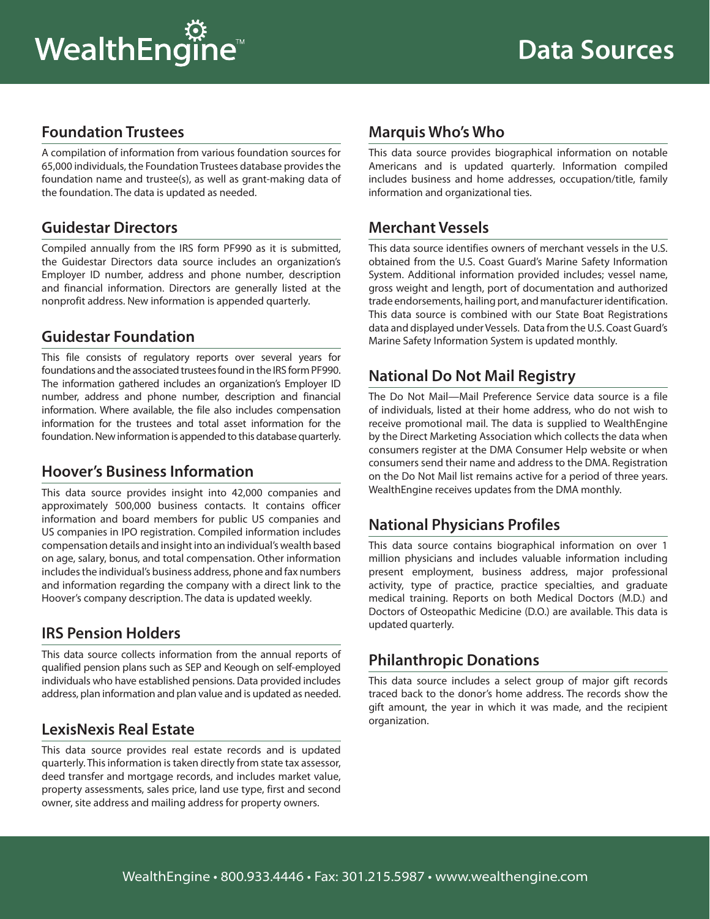# Data Sources

## Foundation Trustees

A compilation of information from various foundation sources for 65,000 individuals, the Foundation Trustees database provides the foundation name and trustee(s), as well as grant-making data of the foundation. The data is updated as needed.

## Guidestar Directors

Compiled annually from the IRS form PF990 as it is submitted, the Guidestar Directors data source includes an organization's Employer ID number, address and phone number, description and financial information. Directors are generally listed at the nonprofit address. New information is appended quarterly.

## Guidestar Foundation

This file consists of regulatory reports over several years for foundations and the associated trustees found in the IRS form PF990. The information gathered includes an organization's Employer ID number, address and phone number, description and financial information. Where available, the file also includes compensation information for the trustees and total asset information for the foundation. New information is appended to this database quarterly.

## Hoover's Business Information

This data source provides insight into 42,000 companies and approximately 500,000 business contacts. It contains officer information and board members for public US companies and US companies in IPO registration. Compiled information includes compensation details and insight into an individual's wealth based on age, salary, bonus, and total compensation. Other information includes the individual's business address, phone and fax numbers and information regarding the company with a direct link to the Hoover's company description. The data is updated weekly.

## IRS Pension Holders

This data source collects information from the annual reports of qualified pension plans such as SEP and Keough on self-employed individuals who have established pensions. Data provided includes address, plan information and plan value and is updated as needed.

## LexisNexis Real Estate

This data source provides real estate records and is updated quarterly. This information is taken directly from state tax assessor, deed transfer and mortgage records, and includes market value, property assessments, sales price, land use type, first and second owner, site address and mailing address for property owners.

## Marquis Who's Who

This data source provides biographical information on notable Americans and is updated quarterly. Information compiled includes business and home addresses, occupation/title, family information and organizational ties.

## Merchant Vessels

This data source identifies owners of merchant vessels in the U.S. obtained from the U.S. Coast Guard's Marine Safety Information System. Additional information provided includes; vessel name, gross weight and length, port of documentation and authorized trade endorsements, hailing port, and manufacturer identification. This data source is combined with our State Boat Registrations data and displayed under Vessels. Data from the U.S. Coast Guard's Marine Safety Information System is updated monthly.

## National Do Not Mail Registry

The Do Not Mail—Mail Preference Service data source is a file of individuals, listed at their home address, who do not wish to receive promotional mail. The data is supplied to WealthEngine by the Direct Marketing Association which collects the data when consumers register at the DMA Consumer Help website or when consumers send their name and address to the DMA. Registration on the Do Not Mail list remains active for a period of three years. WealthEngine receives updates from the DMA monthly.

## National Physicians Profiles

This data source contains biographical information on over 1 million physicians and includes valuable information including present employment, business address, major professional activity, type of practice, practice specialties, and graduate medical training. Reports on both Medical Doctors (M.D.) and Doctors of Osteopathic Medicine (D.O.) are available. This data is updated quarterly.

## Philanthropic Donations

This data source includes a select group of major gift records traced back to the donor's home address. The records show the gift amount, the year in which it was made, and the recipient organization.

WealthEngine • 800.933.4446 • Fax: 301.215.5987 • www.wealthengine.com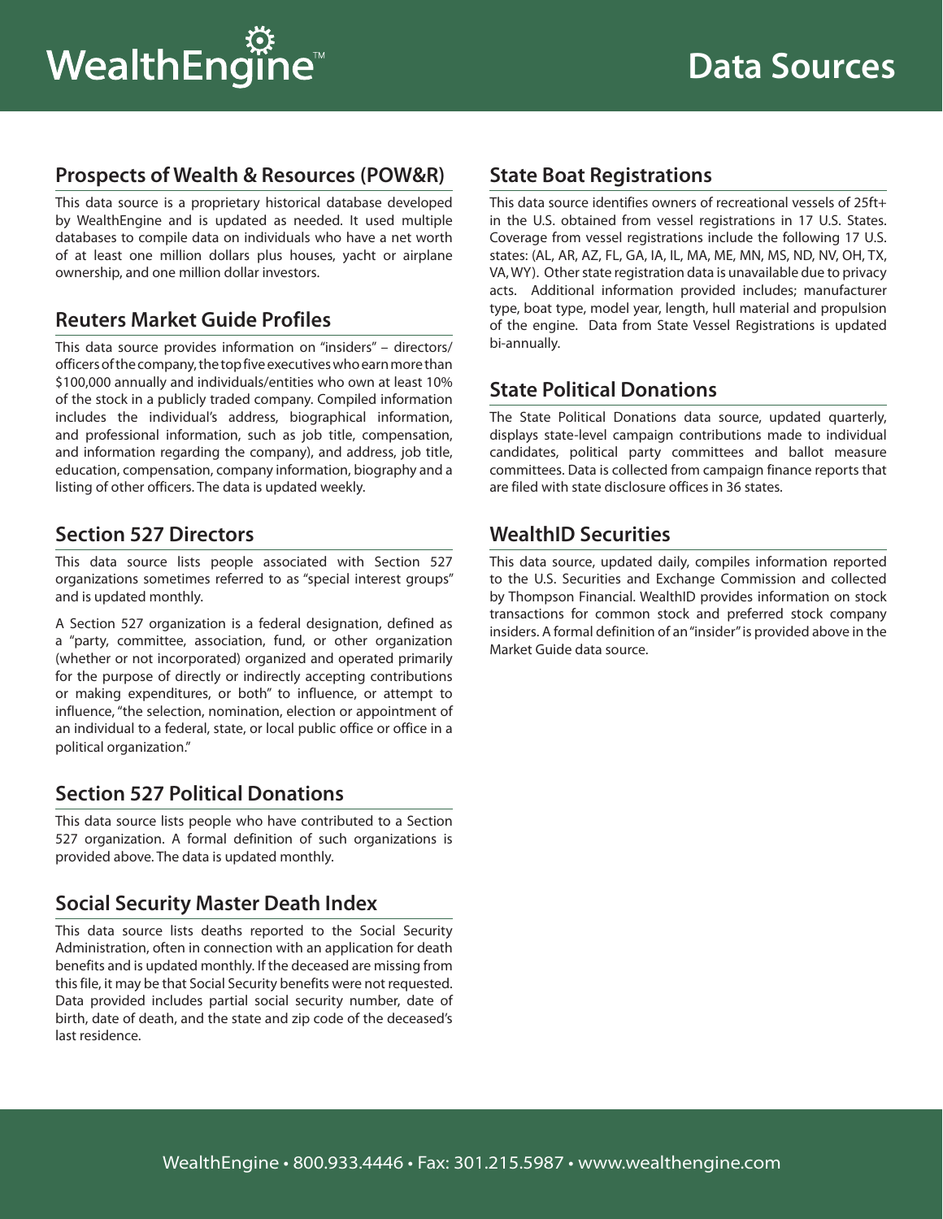# Data Sources

## Prospects of Wealth & Resources (POW&R)

This data source is a proprietary historical database developed by WealthEngine and is updated as needed. It used multiple databases to compile data on individuals who have a net worth of at least one million dollars plus houses, yacht or airplane ownership, and one million dollar investors.

## Reuters Market Guide Profiles

This data source provides information on "insiders" – directors/officers of the company, the top five executives who earn more than $100,000 annually and individuals/entities who own at least 10% of the stock in a publicly traded company. Compiled information includes the individual's address, biographical information, and professional information, such as job title, compensation, and information regarding the company), and address, job title, education, compensation, company information, biography and a listing of other officers. The data is updated weekly.

## Section 527 Directors

This data source lists people associated with Section 527 organizations sometimes referred to as "special interest groups" and is updated monthly.

A Section 527 organization is a federal designation, defined as a "party, committee, association, fund, or other organization (whether or not incorporated) organized and operated primarily for the purpose of directly or indirectly accepting contributions or making expenditures, or both" to influence, or attempt to influence, "the selection, nomination, election or appointment of an individual to a federal, state, or local public office or office in a political organization."

## Section 527 Political Donations

This data source lists people who have contributed to a Section 527 organization. A formal definition of such organizations is provided above. The data is updated monthly.

## Social Security Master Death Index

This data source lists deaths reported to the Social Security Administration, often in connection with an application for death benefits and is updated monthly. If the deceased are missing from this file, it may be that Social Security benefits were not requested. Data provided includes partial social security number, date of birth, date of death, and the state and zip code of the deceased's last residence.

## State Boat Registrations

This data source identifies owners of recreational vessels of 25ft+ in the U.S. obtained from vessel registrations in 17 U.S. States. Coverage from vessel registrations include the following 17 U.S. states: (AL, AR, AZ, FL, GA, IA, IL, MA, ME, MN, MS, ND, NV, OH, TX, VA, WY). Other state registration data is unavailable due to privacy acts. Additional information provided includes; manufacturer type, boat type, model year, length, hull material and propulsion of the engine. Data from State Vessel Registrations is updated bi-annually.

## State Political Donations

The State Political Donations data source, updated quarterly, displays state-level campaign contributions made to individual candidates, political party committees and ballot measure committees. Data is collected from campaign finance reports that are filed with state disclosure offices in 36 states.

## WealthID Securities

This data source, updated daily, compiles information reported to the U.S. Securities and Exchange Commission and collected by Thompson Financial. WealthID provides information on stock transactions for common stock and preferred stock company insiders. A formal definition of an "insider" is provided above in the Market Guide data source.

WealthEngine • 800.933.4446 • Fax: 301.215.5987 • www.wealthengine.com